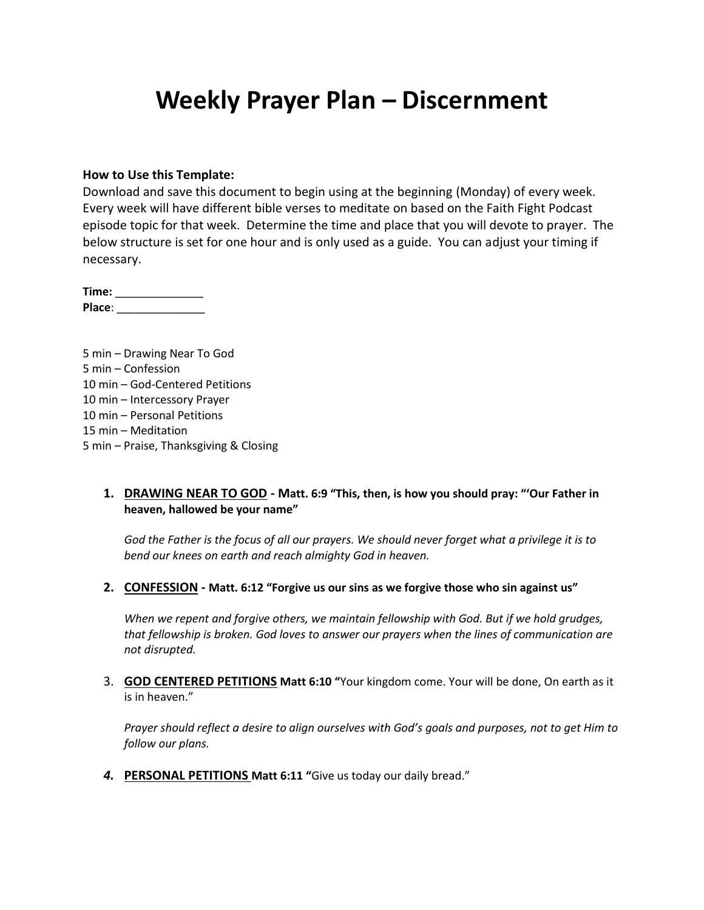# Weekly Prayer Plan – Discernment

**How to Use this Template:**
Download and save this document to begin using at the beginning (Monday) of every week. Every week will have different bible verses to meditate on based on the Faith Fight Podcast episode topic for that week. Determine the time and place that you will devote to prayer. The below structure is set for one hour and is only used as a guide. You can adjust your timing if necessary.

**Time:** ______________
**Place**: ______________

5 min – Drawing Near To God
5 min – Confession
10 min – God-Centered Petitions
10 min – Intercessory Prayer
10 min – Personal Petitions
15 min – Meditation
5 min – Praise, Thanksgiving & Closing

1. **<u>DRAWING NEAR TO GOD</u> - Matt. 6:9 "This, then, is how you should pray: "'Our Father in heaven, hallowed be your name"**

   *God the Father is the focus of all our prayers. We should never forget what a privilege it is to bend our knees on earth and reach almighty God in heaven.*

2. **<u>CONFESSION</u> - Matt. 6:12 "Forgive us our sins as we forgive those who sin against us"**

   *When we repent and forgive others, we maintain fellowship with God. But if we hold grudges, that fellowship is broken. God loves to answer our prayers when the lines of communication are not disrupted.*

3. **<u>GOD CENTERED PETITIONS</u> Matt 6:10 "**Your kingdom come. Your will be done, On earth as it is in heaven."

   *Prayer should reflect a desire to align ourselves with God's goals and purposes, not to get Him to follow our plans.*

4. **<u>PERSONAL PETITIONS</u> Matt 6:11 "**Give us today our daily bread."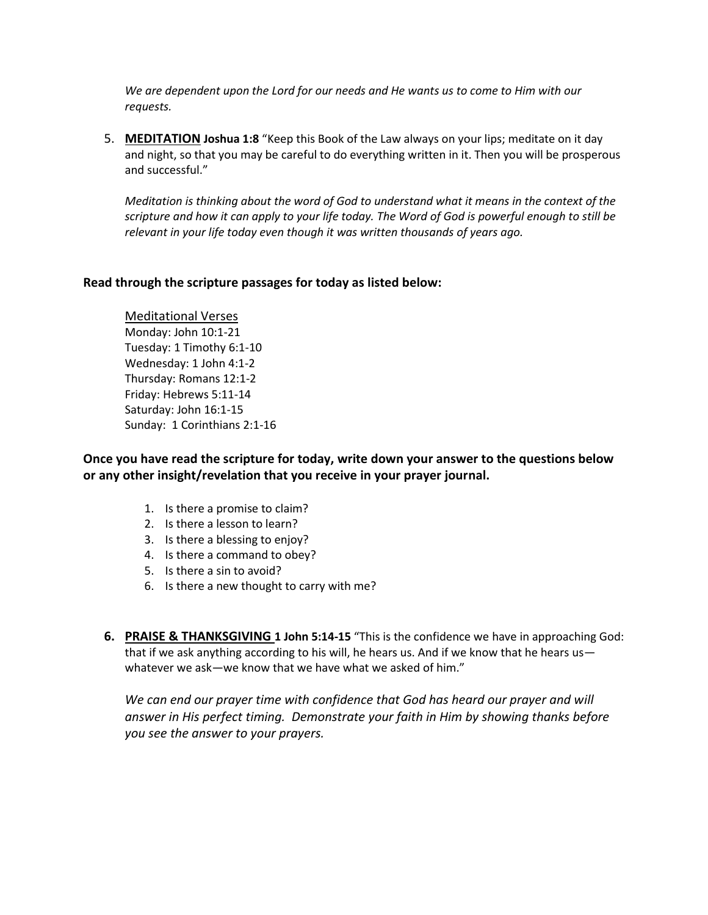*We are dependent upon the Lord for our needs and He wants us to come to Him with our requests.*

5. **MEDITATION** **Joshua 1:8** "Keep this Book of the Law always on your lips; meditate on it day and night, so that you may be careful to do everything written in it. Then you will be prosperous and successful."

   *Meditation is thinking about the word of God to understand what it means in the context of the scripture and how it can apply to your life today. The Word of God is powerful enough to still be relevant in your life today even though it was written thousands of years ago.*

**Read through the scripture passages for today as listed below:**

Meditational Verses
Monday: John 10:1-21
Tuesday: 1 Timothy 6:1-10
Wednesday: 1 John 4:1-2
Thursday: Romans 12:1-2
Friday: Hebrews 5:11-14
Saturday: John 16:1-15
Sunday: 1 Corinthians 2:1-16

**Once you have read the scripture for today, write down your answer to the questions below or any other insight/revelation that you receive in your prayer journal.**

1. Is there a promise to claim?
2. Is there a lesson to learn?
3. Is there a blessing to enjoy?
4. Is there a command to obey?
5. Is there a sin to avoid?
6. Is there a new thought to carry with me?

6. **PRAISE & THANKSGIVING** **1 John 5:14-15** "This is the confidence we have in approaching God: that if we ask anything according to his will, he hears us. And if we know that he hears us—whatever we ask—we know that we have what we asked of him."

   *We can end our prayer time with confidence that God has heard our prayer and will answer in His perfect timing. Demonstrate your faith in Him by showing thanks before you see the answer to your prayers.*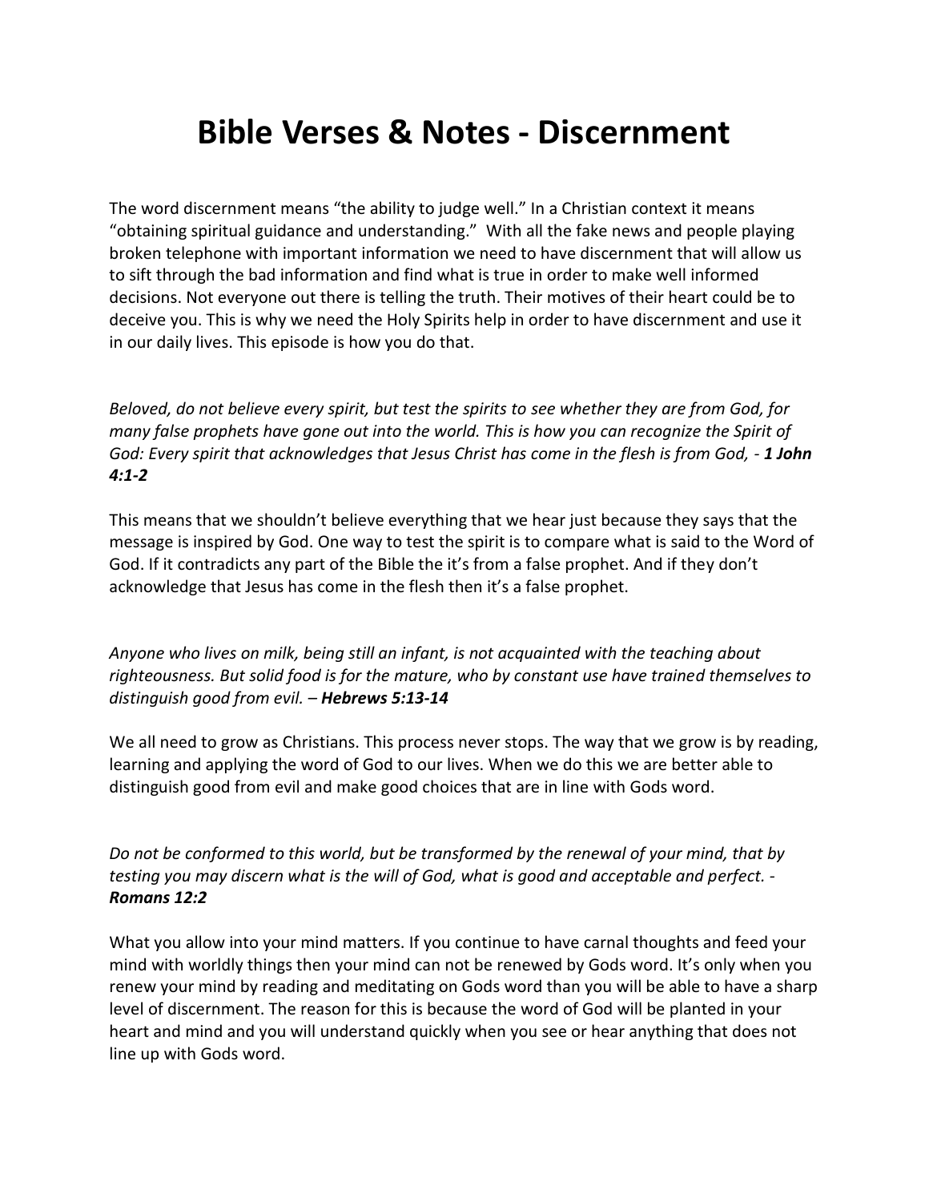# Bible Verses & Notes - Discernment

The word discernment means "the ability to judge well." In a Christian context it means "obtaining spiritual guidance and understanding." With all the fake news and people playing broken telephone with important information we need to have discernment that will allow us to sift through the bad information and find what is true in order to make well informed decisions. Not everyone out there is telling the truth. Their motives of their heart could be to deceive you. This is why we need the Holy Spirits help in order to have discernment and use it in our daily lives. This episode is how you do that.

*Beloved, do not believe every spirit, but test the spirits to see whether they are from God, for many false prophets have gone out into the world. This is how you can recognize the Spirit of God: Every spirit that acknowledges that Jesus Christ has come in the flesh is from God, -* ***1 John 4:1-2***

This means that we shouldn't believe everything that we hear just because they says that the message is inspired by God. One way to test the spirit is to compare what is said to the Word of God. If it contradicts any part of the Bible the it's from a false prophet. And if they don't acknowledge that Jesus has come in the flesh then it's a false prophet.

*Anyone who lives on milk, being still an infant, is not acquainted with the teaching about righteousness. But solid food is for the mature, who by constant use have trained themselves to distinguish good from evil. –* ***Hebrews 5:13-14***

We all need to grow as Christians. This process never stops. The way that we grow is by reading, learning and applying the word of God to our lives. When we do this we are better able to distinguish good from evil and make good choices that are in line with Gods word.

*Do not be conformed to this world, but be transformed by the renewal of your mind, that by testing you may discern what is the will of God, what is good and acceptable and perfect. -* ***Romans 12:2***

What you allow into your mind matters. If you continue to have carnal thoughts and feed your mind with worldly things then your mind can not be renewed by Gods word. It's only when you renew your mind by reading and meditating on Gods word than you will be able to have a sharp level of discernment. The reason for this is because the word of God will be planted in your heart and mind and you will understand quickly when you see or hear anything that does not line up with Gods word.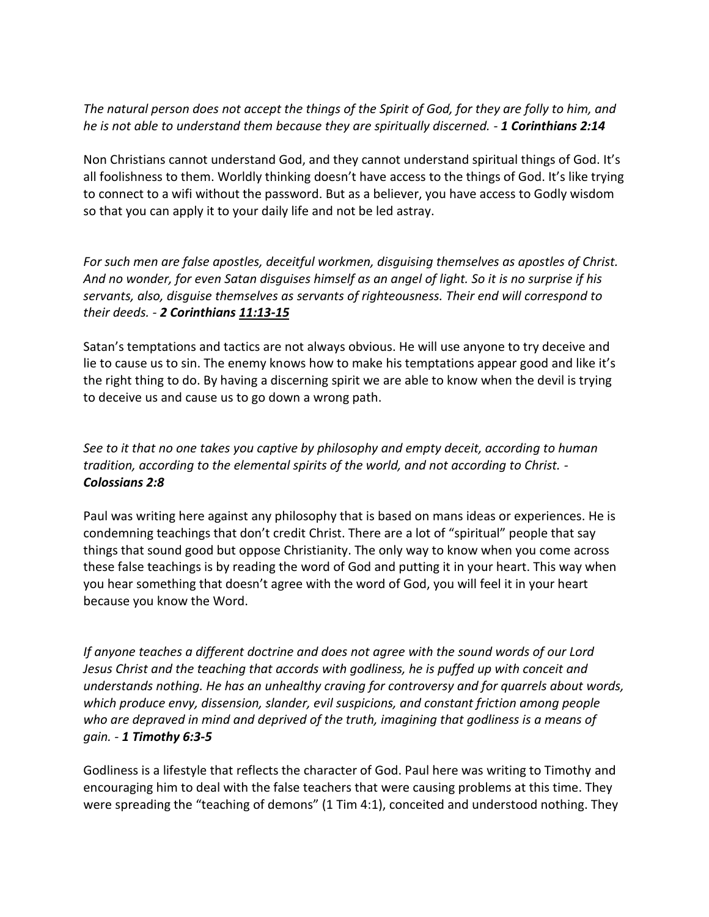*The natural person does not accept the things of the Spirit of God, for they are folly to him, and he is not able to understand them because they are spiritually discerned. -* ***1 Corinthians 2:14***

Non Christians cannot understand God, and they cannot understand spiritual things of God. It's all foolishness to them. Worldly thinking doesn't have access to the things of God. It's like trying to connect to a wifi without the password. But as a believer, you have access to Godly wisdom so that you can apply it to your daily life and not be led astray.

*For such men are false apostles, deceitful workmen, disguising themselves as apostles of Christ. And no wonder, for even Satan disguises himself as an angel of light. So it is no surprise if his servants, also, disguise themselves as servants of righteousness. Their end will correspond to their deeds. -* ***2 Corinthians 11:13-15***

Satan's temptations and tactics are not always obvious. He will use anyone to try deceive and lie to cause us to sin. The enemy knows how to make his temptations appear good and like it's the right thing to do. By having a discerning spirit we are able to know when the devil is trying to deceive us and cause us to go down a wrong path.

*See to it that no one takes you captive by philosophy and empty deceit, according to human tradition, according to the elemental spirits of the world, and not according to Christ. -* ***Colossians 2:8***

Paul was writing here against any philosophy that is based on mans ideas or experiences. He is condemning teachings that don't credit Christ. There are a lot of "spiritual" people that say things that sound good but oppose Christianity. The only way to know when you come across these false teachings is by reading the word of God and putting it in your heart. This way when you hear something that doesn't agree with the word of God, you will feel it in your heart because you know the Word.

*If anyone teaches a different doctrine and does not agree with the sound words of our Lord Jesus Christ and the teaching that accords with godliness, he is puffed up with conceit and understands nothing. He has an unhealthy craving for controversy and for quarrels about words, which produce envy, dissension, slander, evil suspicions, and constant friction among people who are depraved in mind and deprived of the truth, imagining that godliness is a means of gain. -* ***1 Timothy 6:3-5***

Godliness is a lifestyle that reflects the character of God. Paul here was writing to Timothy and encouraging him to deal with the false teachers that were causing problems at this time. They were spreading the "teaching of demons" (1 Tim 4:1), conceited and understood nothing. They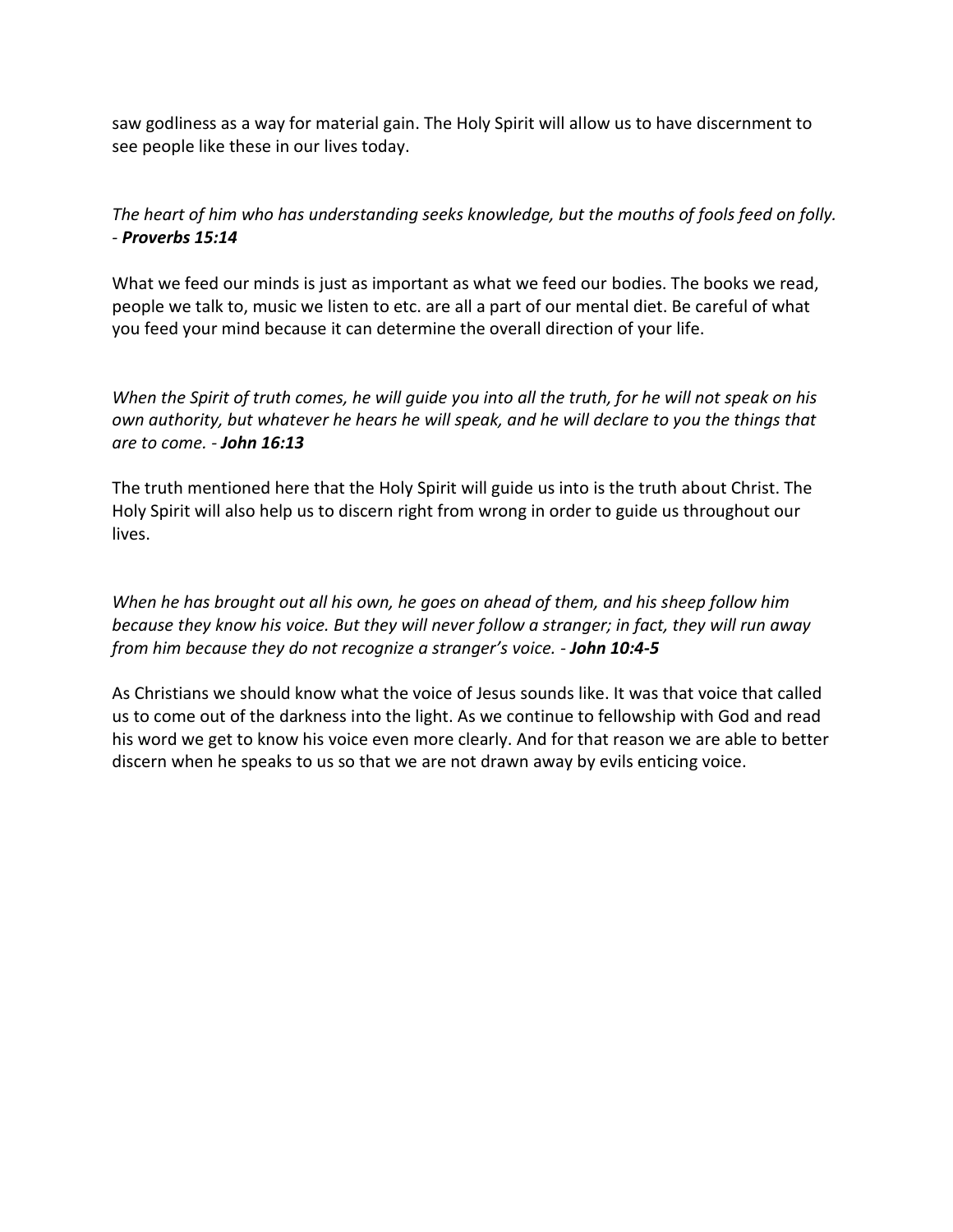saw godliness as a way for material gain. The Holy Spirit will allow us to have discernment to see people like these in our lives today.

*The heart of him who has understanding seeks knowledge, but the mouths of fools feed on folly.* - ***Proverbs 15:14***

What we feed our minds is just as important as what we feed our bodies. The books we read, people we talk to, music we listen to etc. are all a part of our mental diet. Be careful of what you feed your mind because it can determine the overall direction of your life.

*When the Spirit of truth comes, he will guide you into all the truth, for he will not speak on his own authority, but whatever he hears he will speak, and he will declare to you the things that are to come.* - ***John 16:13***

The truth mentioned here that the Holy Spirit will guide us into is the truth about Christ. The Holy Spirit will also help us to discern right from wrong in order to guide us throughout our lives.

*When he has brought out all his own, he goes on ahead of them, and his sheep follow him because they know his voice. But they will never follow a stranger; in fact, they will run away from him because they do not recognize a stranger's voice.* - ***John 10:4-5***

As Christians we should know what the voice of Jesus sounds like. It was that voice that called us to come out of the darkness into the light. As we continue to fellowship with God and read his word we get to know his voice even more clearly. And for that reason we are able to better discern when he speaks to us so that we are not drawn away by evils enticing voice.